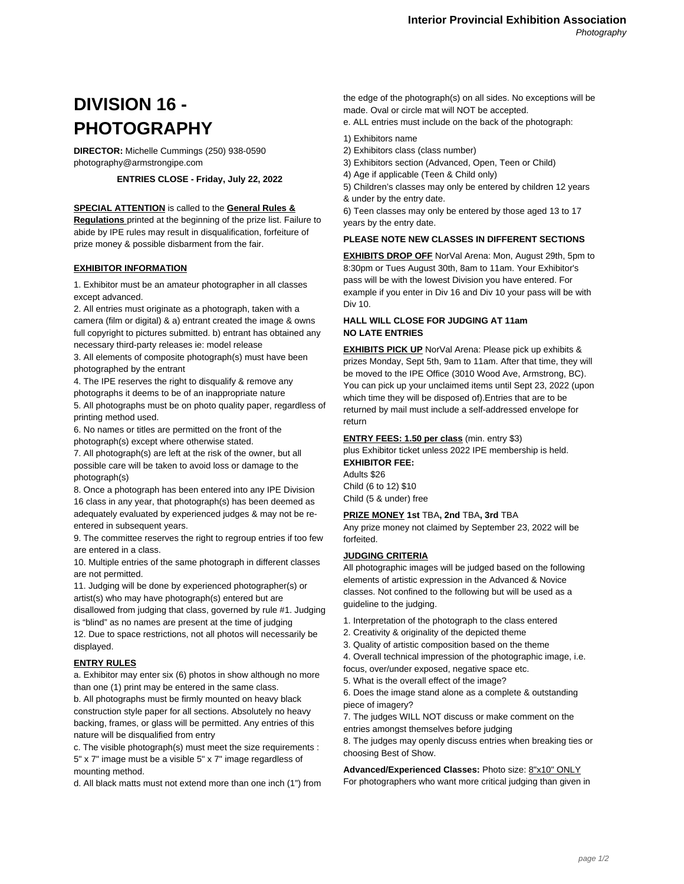# DIVISION 16 - PHOTOGRAPHY

**DIRECTOR:** Michelle Cummings (250) 938-0590
photography@armstrongipe.com

**ENTRIES CLOSE - Friday, July 22, 2022**

**SPECIAL ATTENTION** is called to the **General Rules & Regulations** printed at the beginning of the prize list. Failure to abide by IPE rules may result in disqualification, forfeiture of prize money & possible disbarment from the fair.

**EXHIBITOR INFORMATION**

1. Exhibitor must be an amateur photographer in all classes except advanced.
2. All entries must originate as a photograph, taken with a camera (film or digital) & a) entrant created the image & owns full copyright to pictures submitted. b) entrant has obtained any necessary third-party releases ie: model release
3. All elements of composite photograph(s) must have been photographed by the entrant
4. The IPE reserves the right to disqualify & remove any photographs it deems to be of an inappropriate nature
5. All photographs must be on photo quality paper, regardless of printing method used.
6. No names or titles are permitted on the front of the photograph(s) except where otherwise stated.
7. All photograph(s) are left at the risk of the owner, but all possible care will be taken to avoid loss or damage to the photograph(s)
8. Once a photograph has been entered into any IPE Division 16 class in any year, that photograph(s) has been deemed as adequately evaluated by experienced judges & may not be re-entered in subsequent years.
9. The committee reserves the right to regroup entries if too few are entered in a class.
10. Multiple entries of the same photograph in different classes are not permitted.
11. Judging will be done by experienced photographer(s) or artist(s) who may have photograph(s) entered but are disallowed from judging that class, governed by rule #1. Judging is "blind" as no names are present at the time of judging
12. Due to space restrictions, not all photos will necessarily be displayed.

**ENTRY RULES**

a. Exhibitor may enter six (6) photos in show although no more than one (1) print may be entered in the same class.
b. All photographs must be firmly mounted on heavy black construction style paper for all sections. Absolutely no heavy backing, frames, or glass will be permitted. Any entries of this nature will be disqualified from entry
c. The visible photograph(s) must meet the size requirements : 5" x 7" image must be a visible 5" x 7" image regardless of mounting method.
d. All black matts must not extend more than one inch (1") from the edge of the photograph(s) on all sides. No exceptions will be made. Oval or circle mat will NOT be accepted.
e. ALL entries must include on the back of the photograph:

1) Exhibitors name
2) Exhibitors class (class number)
3) Exhibitors section (Advanced, Open, Teen or Child)
4) Age if applicable (Teen & Child only)
5) Children's classes may only be entered by children 12 years & under by the entry date.
6) Teen classes may only be entered by those aged 13 to 17 years by the entry date.

**PLEASE NOTE NEW CLASSES IN DIFFERENT SECTIONS**

**EXHIBITS DROP OFF** NorVal Arena: Mon, August 29th, 5pm to 8:30pm or Tues August 30th, 8am to 11am. Your Exhibitor's pass will be with the lowest Division you have entered. For example if you enter in Div 16 and Div 10 your pass will be with Div 10.

**HALL WILL CLOSE FOR JUDGING AT 11am**
**NO LATE ENTRIES**

**EXHIBITS PICK UP** NorVal Arena: Please pick up exhibits & prizes Monday, Sept 5th, 9am to 11am. After that time, they will be moved to the IPE Office (3010 Wood Ave, Armstrong, BC). You can pick up your unclaimed items until Sept 23, 2022 (upon which time they will be disposed of).Entries that are to be returned by mail must include a self-addressed envelope for return

**ENTRY FEES: 1.50 per class** (min. entry $3)
plus Exhibitor ticket unless 2022 IPE membership is held.
**EXHIBITOR FEE:**
Adults $26
Child (6 to 12) $10
Child (5 & under) free

**PRIZE MONEY 1st** TBA**, 2nd** TBA**, 3rd** TBA
Any prize money not claimed by September 23, 2022 will be forfeited.

**JUDGING CRITERIA**
All photographic images will be judged based on the following elements of artistic expression in the Advanced & Novice classes. Not confined to the following but will be used as a guideline to the judging.

1. Interpretation of the photograph to the class entered
2. Creativity & originality of the depicted theme
3. Quality of artistic composition based on the theme
4. Overall technical impression of the photographic image, i.e. focus, over/under exposed, negative space etc.
5. What is the overall effect of the image?
6. Does the image stand alone as a complete & outstanding piece of imagery?
7. The judges WILL NOT discuss or make comment on the entries amongst themselves before judging
8. The judges may openly discuss entries when breaking ties or choosing Best of Show.

**Advanced/Experienced Classes:** Photo size: 8"x10" ONLY
For photographers who want more critical judging than given in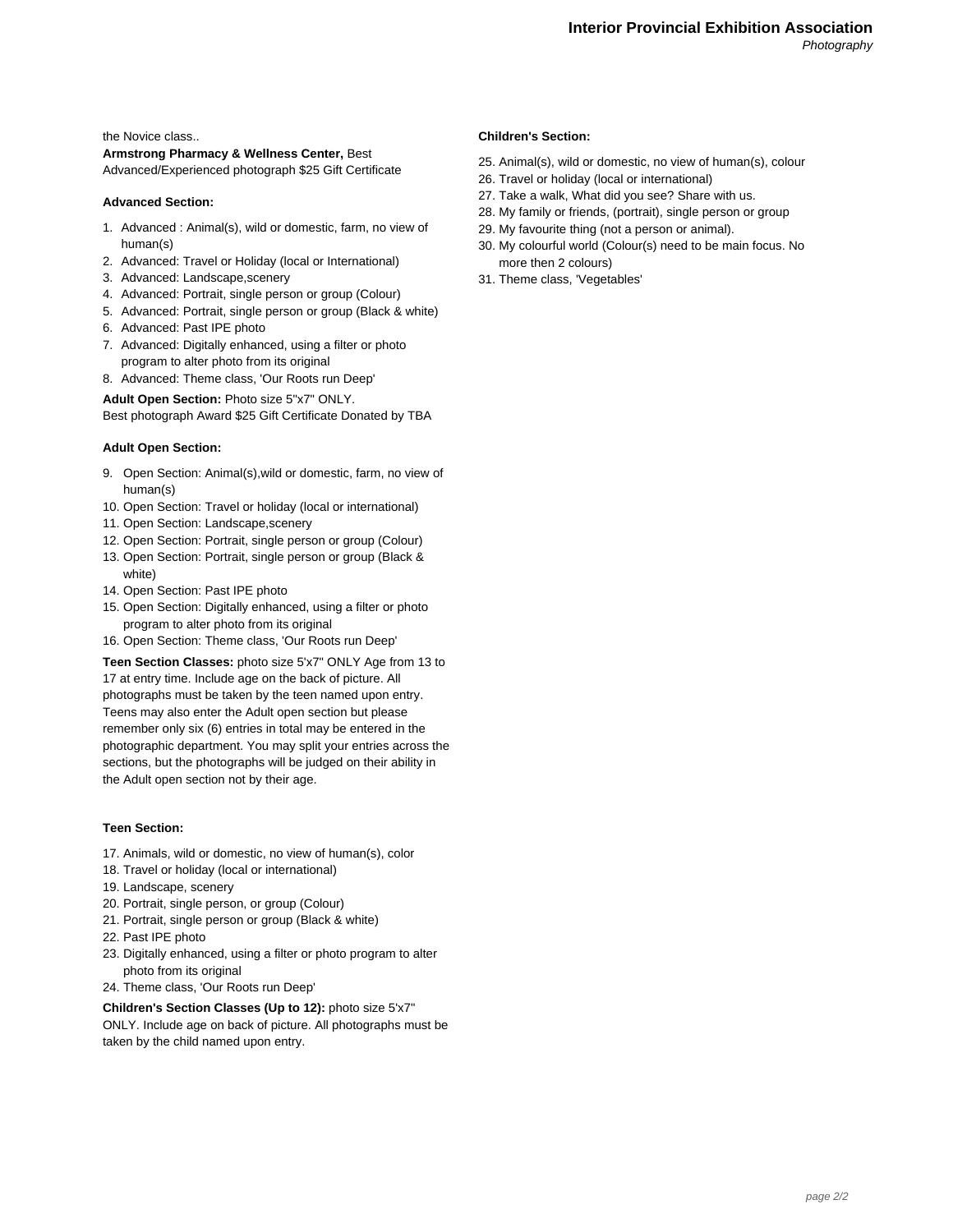the Novice class..

**Armstrong Pharmacy & Wellness Center,** Best Advanced/Experienced photograph $25 Gift Certificate

**Advanced Section:**

1. Advanced : Animal(s), wild or domestic, farm, no view of human(s)
2. Advanced: Travel or Holiday (local or International)
3. Advanced: Landscape,scenery
4. Advanced: Portrait, single person or group (Colour)
5. Advanced: Portrait, single person or group (Black & white)
6. Advanced: Past IPE photo
7. Advanced: Digitally enhanced, using a filter or photo program to alter photo from its original
8. Advanced: Theme class, 'Our Roots run Deep'

**Adult Open Section:** Photo size 5"x7" ONLY.
Best photograph Award $25 Gift Certificate Donated by TBA

**Adult Open Section:**

9. Open Section: Animal(s),wild or domestic, farm, no view of human(s)
10. Open Section: Travel or holiday (local or international)
11. Open Section: Landscape,scenery
12. Open Section: Portrait, single person or group (Colour)
13. Open Section: Portrait, single person or group (Black & white)
14. Open Section: Past IPE photo
15. Open Section: Digitally enhanced, using a filter or photo program to alter photo from its original
16. Open Section: Theme class, 'Our Roots run Deep'

**Teen Section Classes:** photo size 5'x7" ONLY Age from 13 to 17 at entry time. Include age on the back of picture. All photographs must be taken by the teen named upon entry. Teens may also enter the Adult open section but please remember only six (6) entries in total may be entered in the photographic department. You may split your entries across the sections, but the photographs will be judged on their ability in the Adult open section not by their age.

**Teen Section:**

17. Animals, wild or domestic, no view of human(s), color
18. Travel or holiday (local or international)
19. Landscape, scenery
20. Portrait, single person, or group (Colour)
21. Portrait, single person or group (Black & white)
22. Past IPE photo
23. Digitally enhanced, using a filter or photo program to alter photo from its original
24. Theme class, 'Our Roots run Deep'

**Children's Section Classes (Up to 12):** photo size 5'x7" ONLY. Include age on back of picture. All photographs must be taken by the child named upon entry.

**Children's Section:**

25. Animal(s), wild or domestic, no view of human(s), colour
26. Travel or holiday (local or international)
27. Take a walk, What did you see? Share with us.
28. My family or friends, (portrait), single person or group
29. My favourite thing (not a person or animal).
30. My colourful world (Colour(s) need to be main focus. No more then 2 colours)
31. Theme class, 'Vegetables'